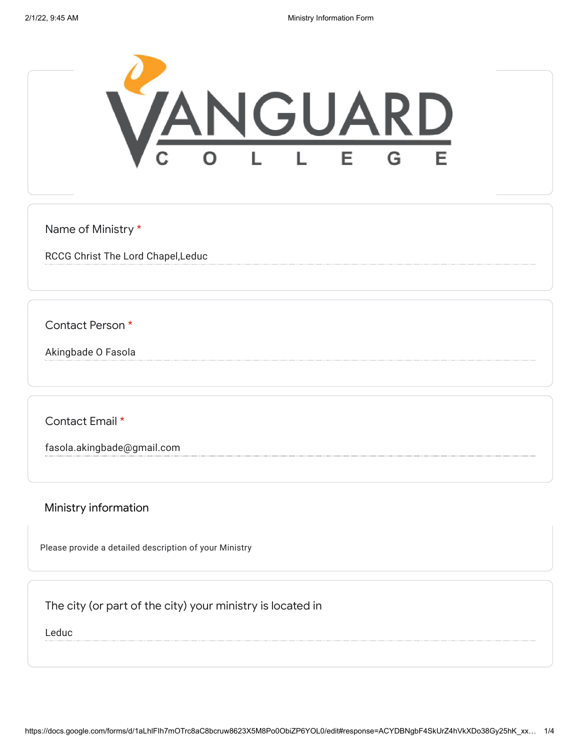# VANGUARD COLLEGE

**Name of Ministry** *

RCCG Christ The Lord Chapel,Leduc

**Contact Person** *

Akingbade O Fasola

**Contact Email** *

fasola.akingbade@gmail.com

## Ministry information

Please provide a detailed description of your Ministry

**The city (or part of the city) your ministry is located in**

Leduc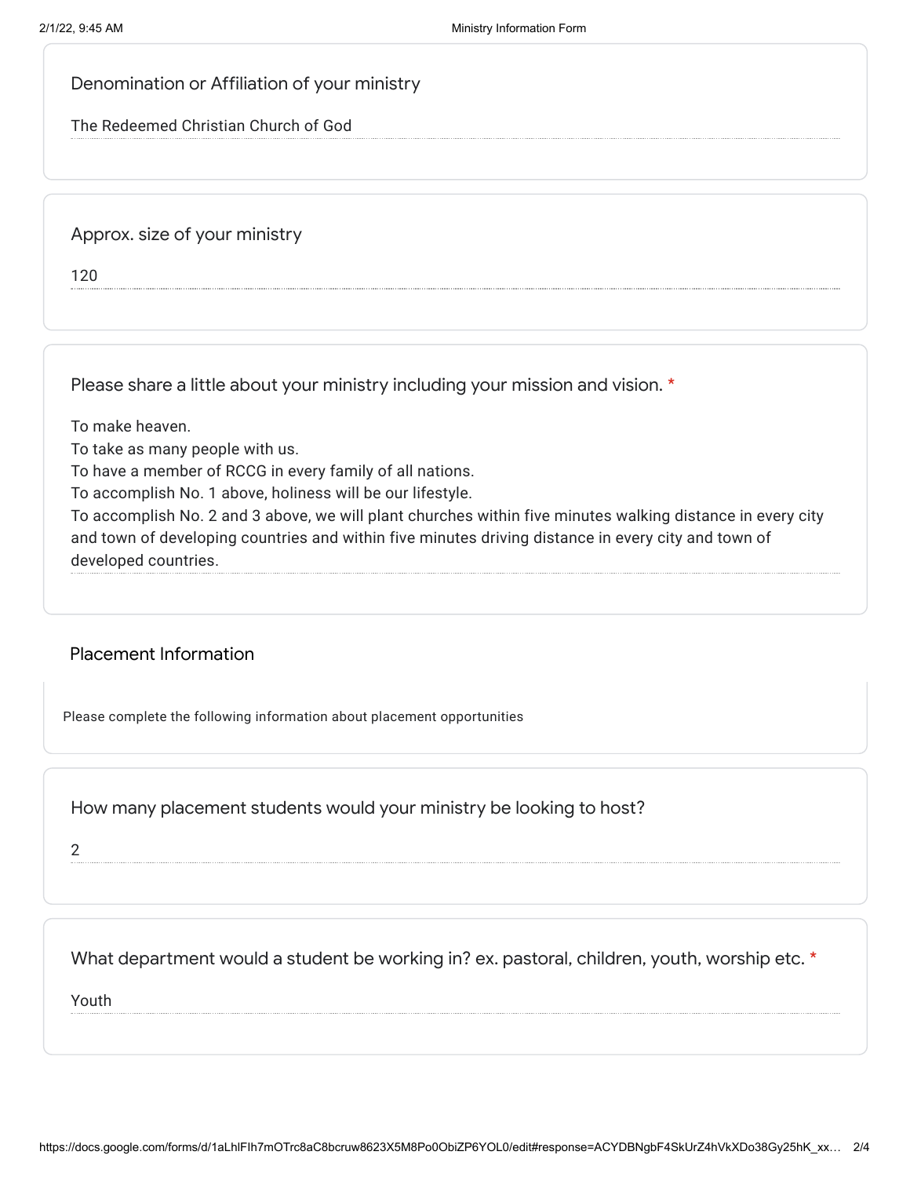Denomination or Affiliation of your ministry

The Redeemed Christian Church of God

Approx. size of your ministry

120

Please share a little about your ministry including your mission and vision. *

To make heaven.
To take as many people with us.
To have a member of RCCG in every family of all nations.
To accomplish No. 1 above, holiness will be our lifestyle.
To accomplish No. 2 and 3 above, we will plant churches within five minutes walking distance in every city and town of developing countries and within five minutes driving distance in every city and town of developed countries.

## Placement Information

Please complete the following information about placement opportunities

How many placement students would your ministry be looking to host?

2

What department would a student be working in? ex. pastoral, children, youth, worship etc. *

Youth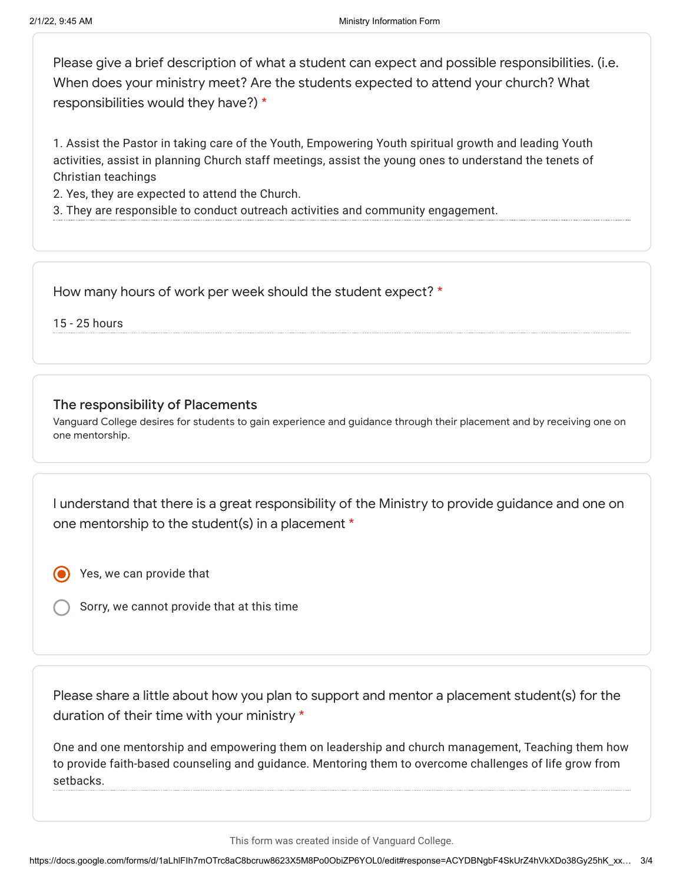Please give a brief description of what a student can expect and possible responsibilities. (i.e. When does your ministry meet? Are the students expected to attend your church? What responsibilities would they have?) *

1. Assist the Pastor in taking care of the Youth, Empowering Youth spiritual growth and leading Youth activities, assist in planning Church staff meetings, assist the young ones to understand the tenets of Christian teachings
2. Yes, they are expected to attend the Church.
3. They are responsible to conduct outreach activities and community engagement.

How many hours of work per week should the student expect? *

15 - 25 hours

### The responsibility of Placements

Vanguard College desires for students to gain experience and guidance through their placement and by receiving one on one mentorship.

I understand that there is a great responsibility of the Ministry to provide guidance and one on one mentorship to the student(s) in a placement *

- [x] Yes, we can provide that
- [ ] Sorry, we cannot provide that at this time

Please share a little about how you plan to support and mentor a placement student(s) for the duration of their time with your ministry *

One and one mentorship and empowering them on leadership and church management, Teaching them how to provide faith-based counseling and guidance. Mentoring them to overcome challenges of life grow from setbacks.

This form was created inside of Vanguard College.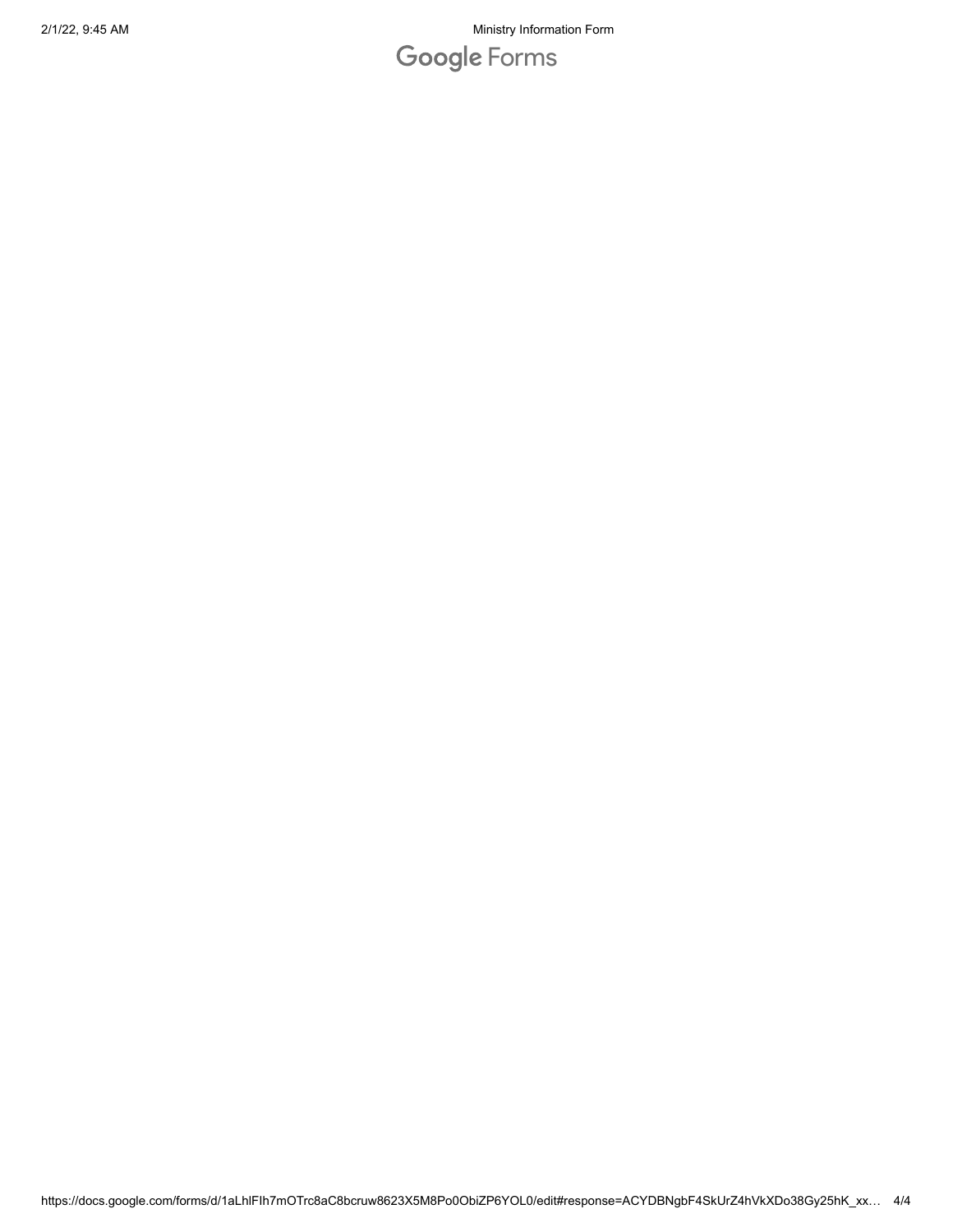Google Forms